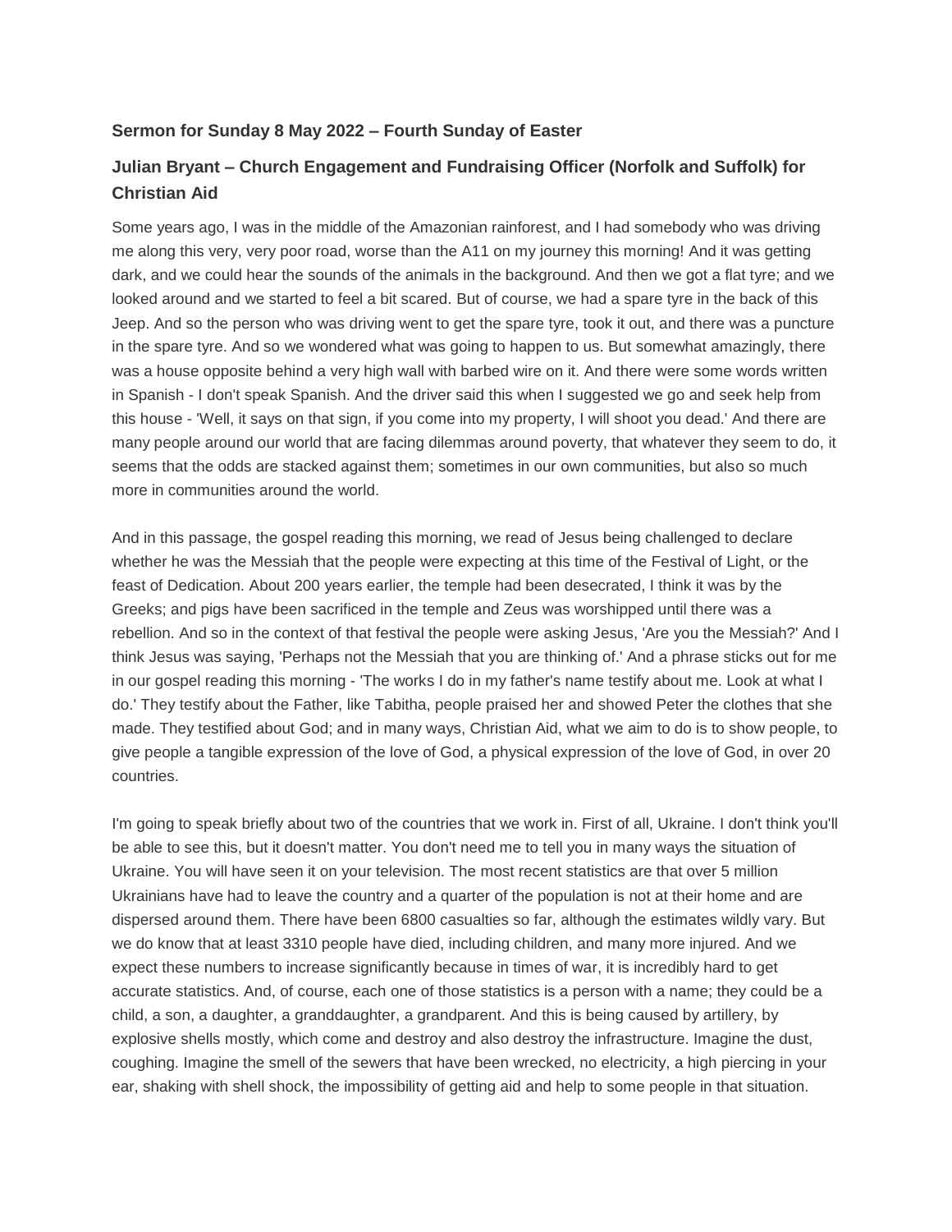**Sermon for Sunday 8 May 2022 – Fourth Sunday of Easter**

**Julian Bryant – Church Engagement and Fundraising Officer (Norfolk and Suffolk) for Christian Aid**

Some years ago, I was in the middle of the Amazonian rainforest, and I had somebody who was driving me along this very, very poor road, worse than the A11 on my journey this morning! And it was getting dark, and we could hear the sounds of the animals in the background. And then we got a flat tyre; and we looked around and we started to feel a bit scared. But of course, we had a spare tyre in the back of this Jeep. And so the person who was driving went to get the spare tyre, took it out, and there was a puncture in the spare tyre. And so we wondered what was going to happen to us. But somewhat amazingly, there was a house opposite behind a very high wall with barbed wire on it. And there were some words written in Spanish - I don't speak Spanish. And the driver said this when I suggested we go and seek help from this house - 'Well, it says on that sign, if you come into my property, I will shoot you dead.' And there are many people around our world that are facing dilemmas around poverty, that whatever they seem to do, it seems that the odds are stacked against them; sometimes in our own communities, but also so much more in communities around the world.

And in this passage, the gospel reading this morning, we read of Jesus being challenged to declare whether he was the Messiah that the people were expecting at this time of the Festival of Light, or the feast of Dedication. About 200 years earlier, the temple had been desecrated, I think it was by the Greeks; and pigs have been sacrificed in the temple and Zeus was worshipped until there was a rebellion. And so in the context of that festival the people were asking Jesus, 'Are you the Messiah?' And I think Jesus was saying, 'Perhaps not the Messiah that you are thinking of.' And a phrase sticks out for me in our gospel reading this morning - 'The works I do in my father's name testify about me. Look at what I do.' They testify about the Father, like Tabitha, people praised her and showed Peter the clothes that she made. They testified about God; and in many ways, Christian Aid, what we aim to do is to show people, to give people a tangible expression of the love of God, a physical expression of the love of God, in over 20 countries.

I'm going to speak briefly about two of the countries that we work in. First of all, Ukraine. I don't think you'll be able to see this, but it doesn't matter. You don't need me to tell you in many ways the situation of Ukraine. You will have seen it on your television. The most recent statistics are that over 5 million Ukrainians have had to leave the country and a quarter of the population is not at their home and are dispersed around them. There have been 6800 casualties so far, although the estimates wildly vary. But we do know that at least 3310 people have died, including children, and many more injured. And we expect these numbers to increase significantly because in times of war, it is incredibly hard to get accurate statistics. And, of course, each one of those statistics is a person with a name; they could be a child, a son, a daughter, a granddaughter, a grandparent. And this is being caused by artillery, by explosive shells mostly, which come and destroy and also destroy the infrastructure. Imagine the dust, coughing. Imagine the smell of the sewers that have been wrecked, no electricity, a high piercing in your ear, shaking with shell shock, the impossibility of getting aid and help to some people in that situation.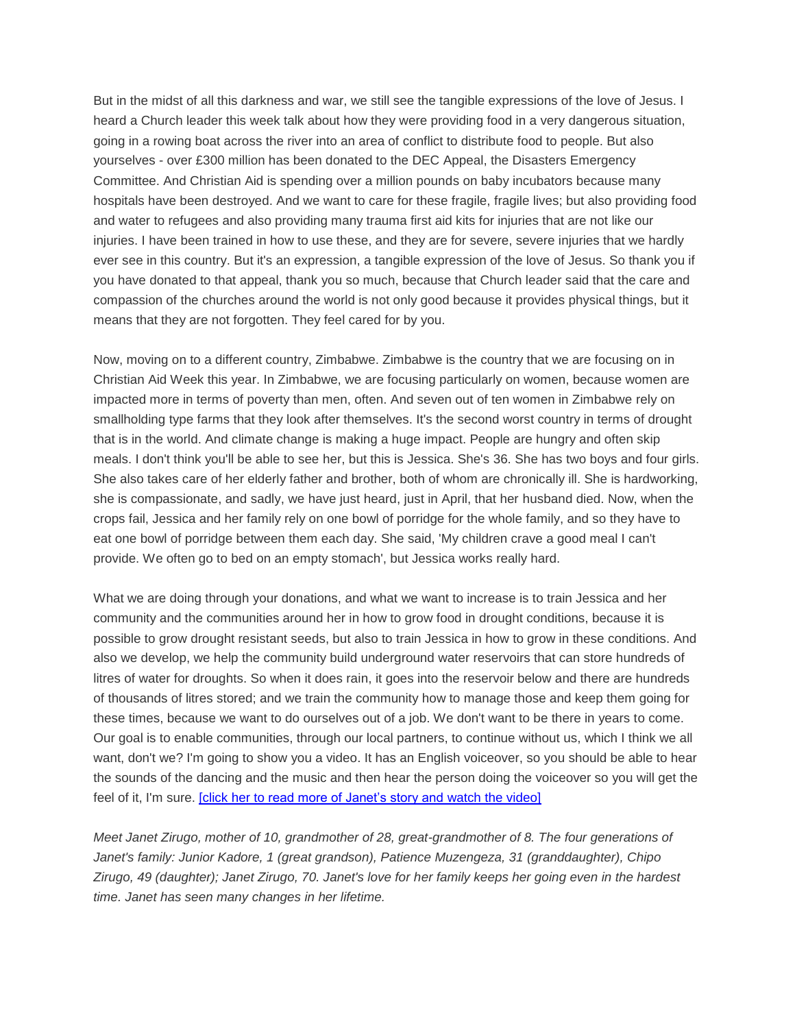But in the midst of all this darkness and war, we still see the tangible expressions of the love of Jesus. I heard a Church leader this week talk about how they were providing food in a very dangerous situation, going in a rowing boat across the river into an area of conflict to distribute food to people. But also yourselves - over £300 million has been donated to the DEC Appeal, the Disasters Emergency Committee. And Christian Aid is spending over a million pounds on baby incubators because many hospitals have been destroyed. And we want to care for these fragile, fragile lives; but also providing food and water to refugees and also providing many trauma first aid kits for injuries that are not like our injuries. I have been trained in how to use these, and they are for severe, severe injuries that we hardly ever see in this country. But it's an expression, a tangible expression of the love of Jesus. So thank you if you have donated to that appeal, thank you so much, because that Church leader said that the care and compassion of the churches around the world is not only good because it provides physical things, but it means that they are not forgotten. They feel cared for by you.

Now, moving on to a different country, Zimbabwe. Zimbabwe is the country that we are focusing on in Christian Aid Week this year. In Zimbabwe, we are focusing particularly on women, because women are impacted more in terms of poverty than men, often. And seven out of ten women in Zimbabwe rely on smallholding type farms that they look after themselves. It's the second worst country in terms of drought that is in the world. And climate change is making a huge impact. People are hungry and often skip meals. I don't think you'll be able to see her, but this is Jessica. She's 36. She has two boys and four girls. She also takes care of her elderly father and brother, both of whom are chronically ill. She is hardworking, she is compassionate, and sadly, we have just heard, just in April, that her husband died. Now, when the crops fail, Jessica and her family rely on one bowl of porridge for the whole family, and so they have to eat one bowl of porridge between them each day. She said, 'My children crave a good meal I can't provide. We often go to bed on an empty stomach', but Jessica works really hard.

What we are doing through your donations, and what we want to increase is to train Jessica and her community and the communities around her in how to grow food in drought conditions, because it is possible to grow drought resistant seeds, but also to train Jessica in how to grow in these conditions. And also we develop, we help the community build underground water reservoirs that can store hundreds of litres of water for droughts. So when it does rain, it goes into the reservoir below and there are hundreds of thousands of litres stored; and we train the community how to manage those and keep them going for these times, because we want to do ourselves out of a job. We don't want to be there in years to come. Our goal is to enable communities, through our local partners, to continue without us, which I think we all want, don't we? I'm going to show you a video. It has an English voiceover, so you should be able to hear the sounds of the dancing and the music and then hear the person doing the voiceover so you will get the feel of it, I'm sure. [click her to read more of Janet's story and watch the video]

*Meet Janet Zirugo, mother of 10, grandmother of 28, great-grandmother of 8. The four generations of Janet's family: Junior Kadore, 1 (great grandson), Patience Muzengeza, 31 (granddaughter), Chipo Zirugo, 49 (daughter); Janet Zirugo, 70. Janet's love for her family keeps her going even in the hardest time. Janet has seen many changes in her lifetime.*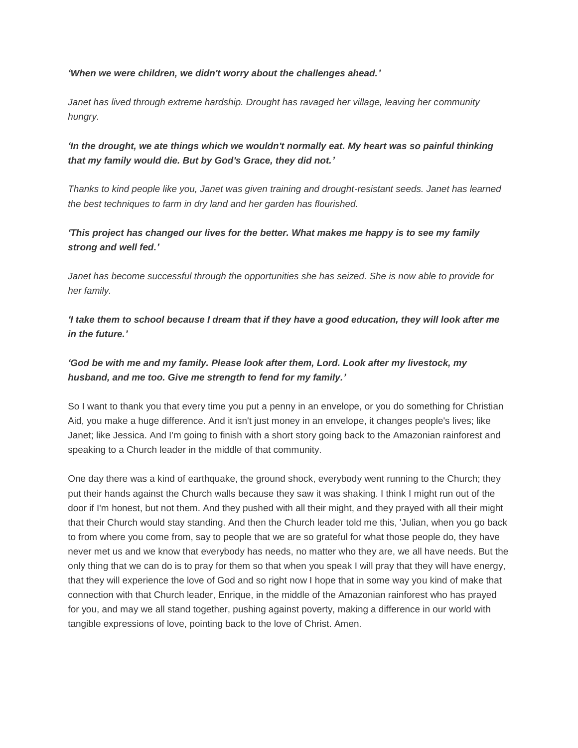***‘When we were children, we didn't worry about the challenges ahead.’***

*Janet has lived through extreme hardship. Drought has ravaged her village, leaving her community hungry.*

***‘In the drought, we ate things which we wouldn't normally eat. My heart was so painful thinking that my family would die. But by God's Grace, they did not.’***

*Thanks to kind people like you, Janet was given training and drought-resistant seeds. Janet has learned the best techniques to farm in dry land and her garden has flourished.*

***‘This project has changed our lives for the better. What makes me happy is to see my family strong and well fed.’***

*Janet has become successful through the opportunities she has seized. She is now able to provide for her family.*

***‘I take them to school because I dream that if they have a good education, they will look after me in the future.’***

***‘God be with me and my family. Please look after them, Lord. Look after my livestock, my husband, and me too. Give me strength to fend for my family.’***

So I want to thank you that every time you put a penny in an envelope, or you do something for Christian Aid, you make a huge difference. And it isn't just money in an envelope, it changes people's lives; like Janet; like Jessica. And I'm going to finish with a short story going back to the Amazonian rainforest and speaking to a Church leader in the middle of that community.

One day there was a kind of earthquake, the ground shock, everybody went running to the Church; they put their hands against the Church walls because they saw it was shaking. I think I might run out of the door if I'm honest, but not them. And they pushed with all their might, and they prayed with all their might that their Church would stay standing. And then the Church leader told me this, 'Julian, when you go back to from where you come from, say to people that we are so grateful for what those people do, they have never met us and we know that everybody has needs, no matter who they are, we all have needs. But the only thing that we can do is to pray for them so that when you speak I will pray that they will have energy, that they will experience the love of God and so right now I hope that in some way you kind of make that connection with that Church leader, Enrique, in the middle of the Amazonian rainforest who has prayed for you, and may we all stand together, pushing against poverty, making a difference in our world with tangible expressions of love, pointing back to the love of Christ. Amen.